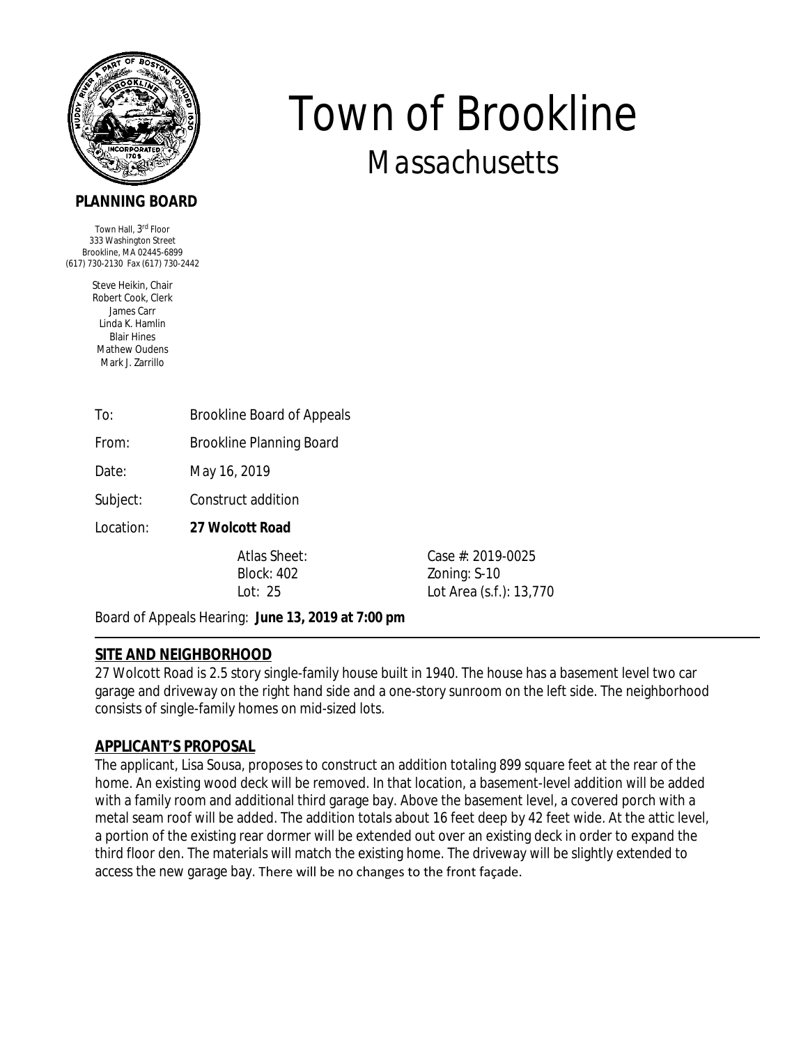# Town of Brookline

## Massachusetts

**PLANNING BOARD**

Town Hall, 3rd Floor
333 Washington Street
Brookline, MA 02445-6899
(617) 730-2130 Fax (617) 730-2442

Steve Heikin, Chair
Robert Cook, Clerk
James Carr
Linda K. Hamlin
Blair Hines
Mathew Oudens
Mark J. Zarrillo

To: Brookline Board of Appeals

From: Brookline Planning Board

Date: May 16, 2019

Subject: Construct addition

Location: **27 Wolcott Road**

| | |
|---|---|
| Atlas Sheet: | Case #: 2019-0025 |
| Block: 402 | Zoning: S-10 |
| Lot: 25 | Lot Area (s.f.): 13,770 |

Board of Appeals Hearing: **June 13, 2019 at 7:00 pm**

---

## SITE AND NEIGHBORHOOD

27 Wolcott Road is 2.5 story single-family house built in 1940. The house has a basement level two car garage and driveway on the right hand side and a one-story sunroom on the left side. The neighborhood consists of single-family homes on mid-sized lots.

## APPLICANT'S PROPOSAL

The applicant, Lisa Sousa, proposes to construct an addition totaling 899 square feet at the rear of the home. An existing wood deck will be removed. In that location, a basement-level addition will be added with a family room and additional third garage bay. Above the basement level, a covered porch with a metal seam roof will be added. The addition totals about 16 feet deep by 42 feet wide. At the attic level, a portion of the existing rear dormer will be extended out over an existing deck in order to expand the third floor den. The materials will match the existing home. The driveway will be slightly extended to access the new garage bay. There will be no changes to the front façade.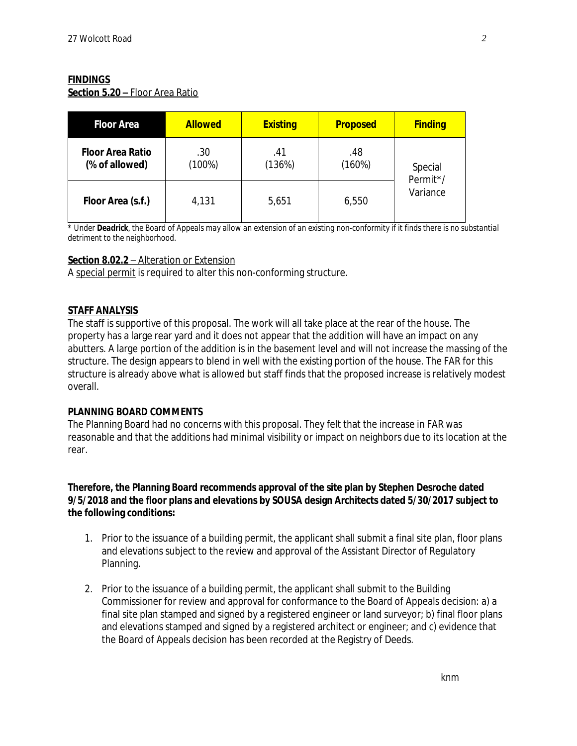**FINDINGS**

**Section 5.20 –** Floor Area Ratio

| Floor Area | Allowed | Existing | Proposed | Finding |
|---|---|---|---|---|
| **Floor Area Ratio (% of allowed)** | .30 (100%) | .41 (136%) | .48 (160%) | Special Permit*/ Variance |
| **Floor Area (s.f.)** | 4,131 | 5,651 | 6,550 | |

*\* Under **Deadrick**, the Board of Appeals may allow an extension of an existing non-conformity if it finds there is no substantial detriment to the neighborhood.*

**Section 8.02.2** – Alteration or Extension

A special permit is required to alter this non-conforming structure.

**STAFF ANALYSIS**

The staff is supportive of this proposal. The work will all take place at the rear of the house. The property has a large rear yard and it does not appear that the addition will have an impact on any abutters. A large portion of the addition is in the basement level and will not increase the massing of the structure. The design appears to blend in well with the existing portion of the house. The FAR for this structure is already above what is allowed but staff finds that the proposed increase is relatively modest overall.

**PLANNING BOARD COMMENTS**

The Planning Board had no concerns with this proposal. They felt that the increase in FAR was reasonable and that the additions had minimal visibility or impact on neighbors due to its location at the rear.

**Therefore, the Planning Board recommends approval of the site plan by Stephen Desroche dated 9/5/2018 and the floor plans and elevations by SOUSA design Architects dated 5/30/2017 subject to the following conditions:**

1. Prior to the issuance of a building permit, the applicant shall submit a final site plan, floor plans and elevations subject to the review and approval of the Assistant Director of Regulatory Planning.

2. Prior to the issuance of a building permit, the applicant shall submit to the Building Commissioner for review and approval for conformance to the Board of Appeals decision: a) a final site plan stamped and signed by a registered engineer or land surveyor; b) final floor plans and elevations stamped and signed by a registered architect or engineer; and c) evidence that the Board of Appeals decision has been recorded at the Registry of Deeds.

knm